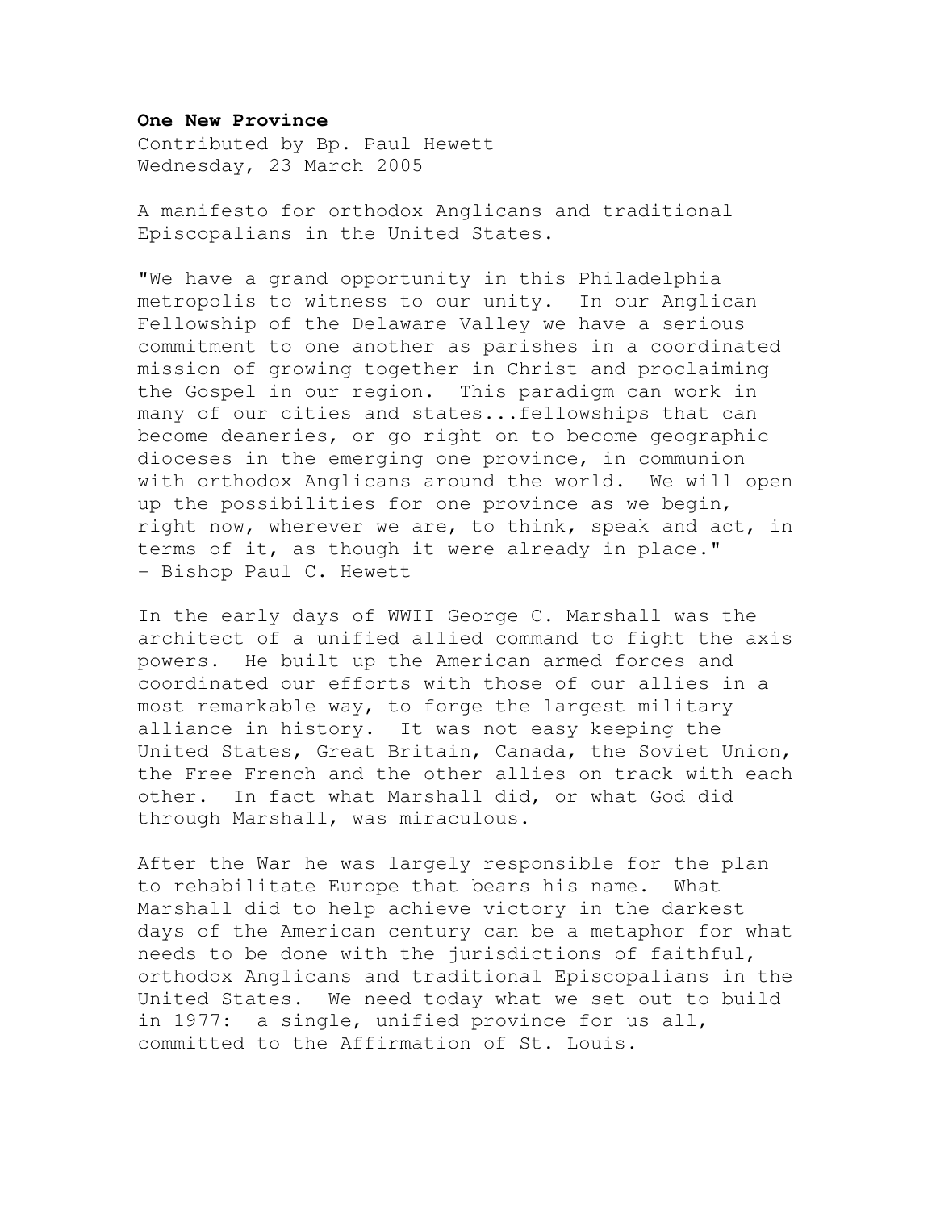**One New Province**

Contributed by Bp. Paul Hewett
Wednesday, 23 March 2005

A manifesto for orthodox Anglicans and traditional Episcopalians in the United States.

"We have a grand opportunity in this Philadelphia metropolis to witness to our unity. In our Anglican Fellowship of the Delaware Valley we have a serious commitment to one another as parishes in a coordinated mission of growing together in Christ and proclaiming the Gospel in our region. This paradigm can work in many of our cities and states...fellowships that can become deaneries, or go right on to become geographic dioceses in the emerging one province, in communion with orthodox Anglicans around the world. We will open up the possibilities for one province as we begin, right now, wherever we are, to think, speak and act, in terms of it, as though it were already in place."
– Bishop Paul C. Hewett

In the early days of WWII George C. Marshall was the architect of a unified allied command to fight the axis powers. He built up the American armed forces and coordinated our efforts with those of our allies in a most remarkable way, to forge the largest military alliance in history. It was not easy keeping the United States, Great Britain, Canada, the Soviet Union, the Free French and the other allies on track with each other. In fact what Marshall did, or what God did through Marshall, was miraculous.

After the War he was largely responsible for the plan to rehabilitate Europe that bears his name. What Marshall did to help achieve victory in the darkest days of the American century can be a metaphor for what needs to be done with the jurisdictions of faithful, orthodox Anglicans and traditional Episcopalians in the United States. We need today what we set out to build in 1977: a single, unified province for us all, committed to the Affirmation of St. Louis.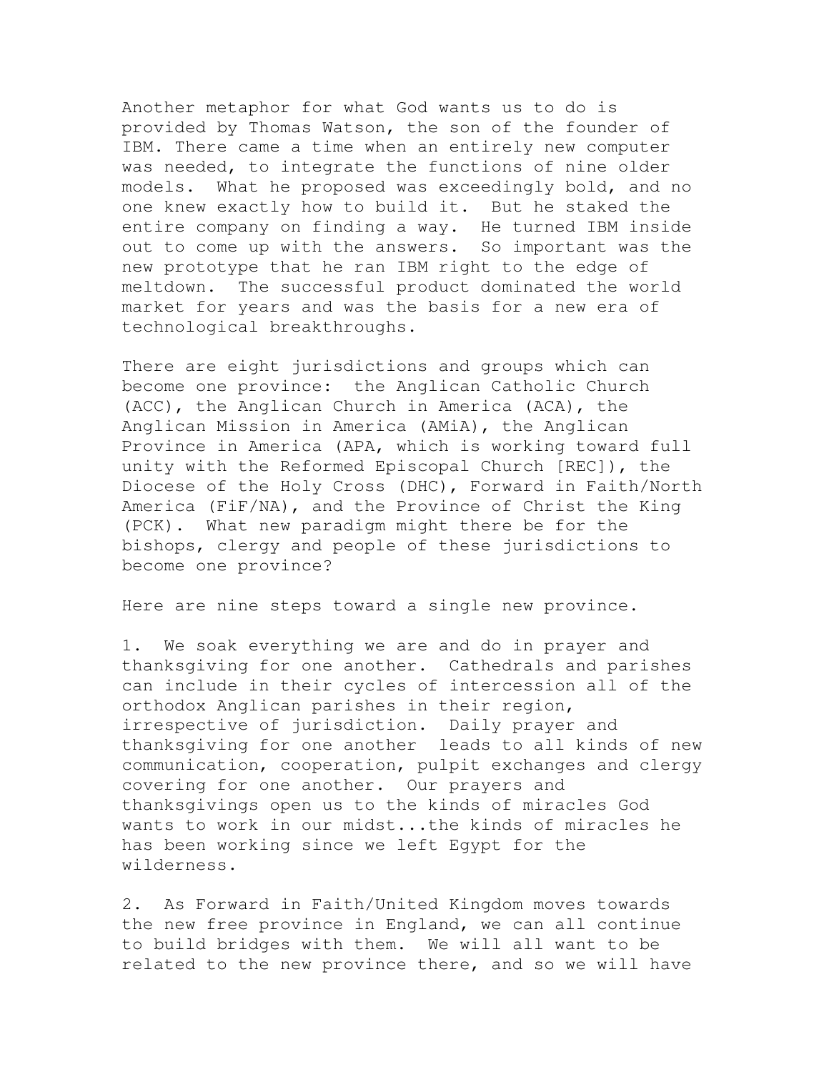Another metaphor for what God wants us to do is provided by Thomas Watson, the son of the founder of IBM. There came a time when an entirely new computer was needed, to integrate the functions of nine older models. What he proposed was exceedingly bold, and no one knew exactly how to build it. But he staked the entire company on finding a way. He turned IBM inside out to come up with the answers. So important was the new prototype that he ran IBM right to the edge of meltdown. The successful product dominated the world market for years and was the basis for a new era of technological breakthroughs.

There are eight jurisdictions and groups which can become one province: the Anglican Catholic Church (ACC), the Anglican Church in America (ACA), the Anglican Mission in America (AMiA), the Anglican Province in America (APA, which is working toward full unity with the Reformed Episcopal Church [REC]), the Diocese of the Holy Cross (DHC), Forward in Faith/North America (FiF/NA), and the Province of Christ the King (PCK). What new paradigm might there be for the bishops, clergy and people of these jurisdictions to become one province?

Here are nine steps toward a single new province.

1. We soak everything we are and do in prayer and thanksgiving for one another. Cathedrals and parishes can include in their cycles of intercession all of the orthodox Anglican parishes in their region, irrespective of jurisdiction. Daily prayer and thanksgiving for one another leads to all kinds of new communication, cooperation, pulpit exchanges and clergy covering for one another. Our prayers and thanksgivings open us to the kinds of miracles God wants to work in our midst...the kinds of miracles he has been working since we left Egypt for the wilderness.

2. As Forward in Faith/United Kingdom moves towards the new free province in England, we can all continue to build bridges with them. We will all want to be related to the new province there, and so we will have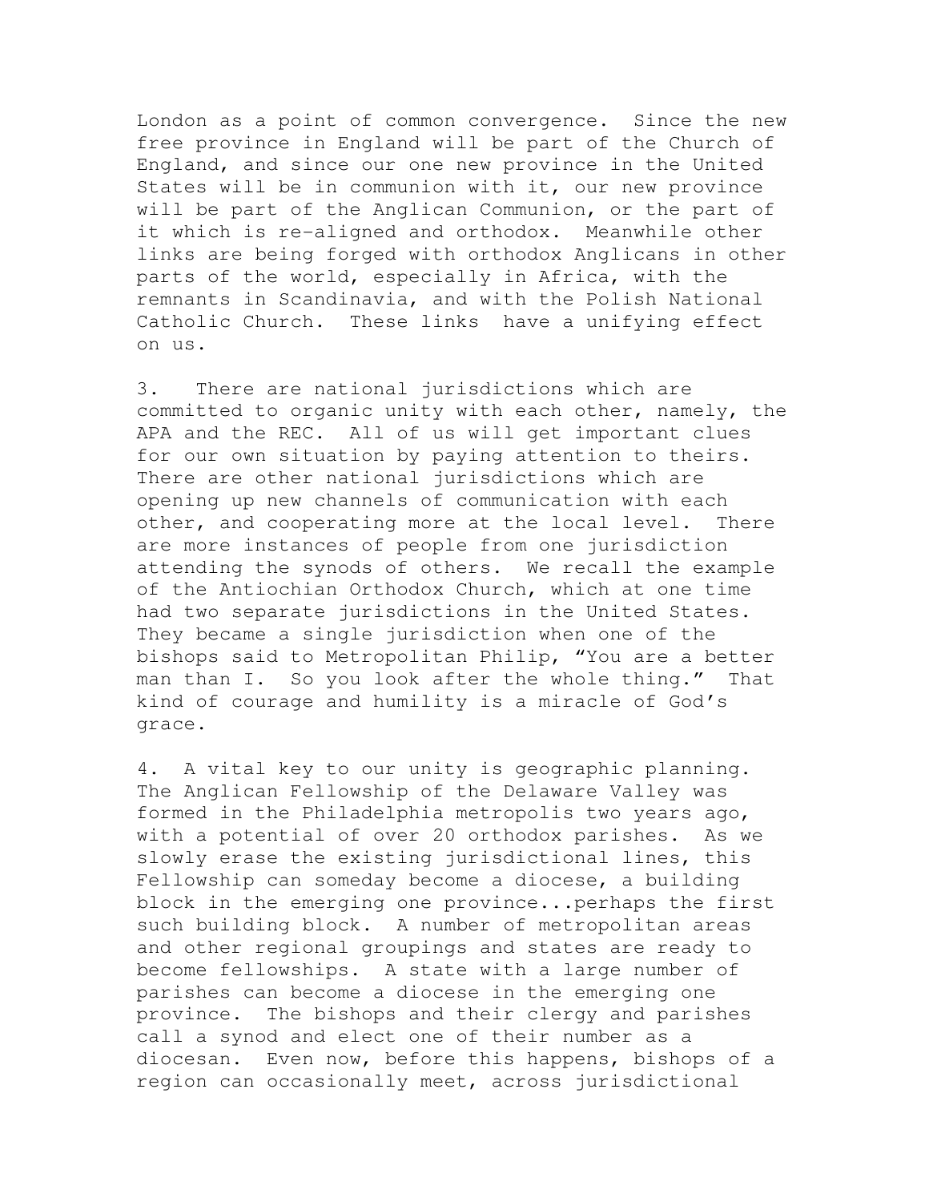London as a point of common convergence. Since the new free province in England will be part of the Church of England, and since our one new province in the United States will be in communion with it, our new province will be part of the Anglican Communion, or the part of it which is re-aligned and orthodox. Meanwhile other links are being forged with orthodox Anglicans in other parts of the world, especially in Africa, with the remnants in Scandinavia, and with the Polish National Catholic Church. These links have a unifying effect on us.

3. There are national jurisdictions which are committed to organic unity with each other, namely, the APA and the REC. All of us will get important clues for our own situation by paying attention to theirs. There are other national jurisdictions which are opening up new channels of communication with each other, and cooperating more at the local level. There are more instances of people from one jurisdiction attending the synods of others. We recall the example of the Antiochian Orthodox Church, which at one time had two separate jurisdictions in the United States. They became a single jurisdiction when one of the bishops said to Metropolitan Philip, "You are a better man than I. So you look after the whole thing." That kind of courage and humility is a miracle of God's grace.

4. A vital key to our unity is geographic planning. The Anglican Fellowship of the Delaware Valley was formed in the Philadelphia metropolis two years ago, with a potential of over 20 orthodox parishes. As we slowly erase the existing jurisdictional lines, this Fellowship can someday become a diocese, a building block in the emerging one province...perhaps the first such building block. A number of metropolitan areas and other regional groupings and states are ready to become fellowships. A state with a large number of parishes can become a diocese in the emerging one province. The bishops and their clergy and parishes call a synod and elect one of their number as a diocesan. Even now, before this happens, bishops of a region can occasionally meet, across jurisdictional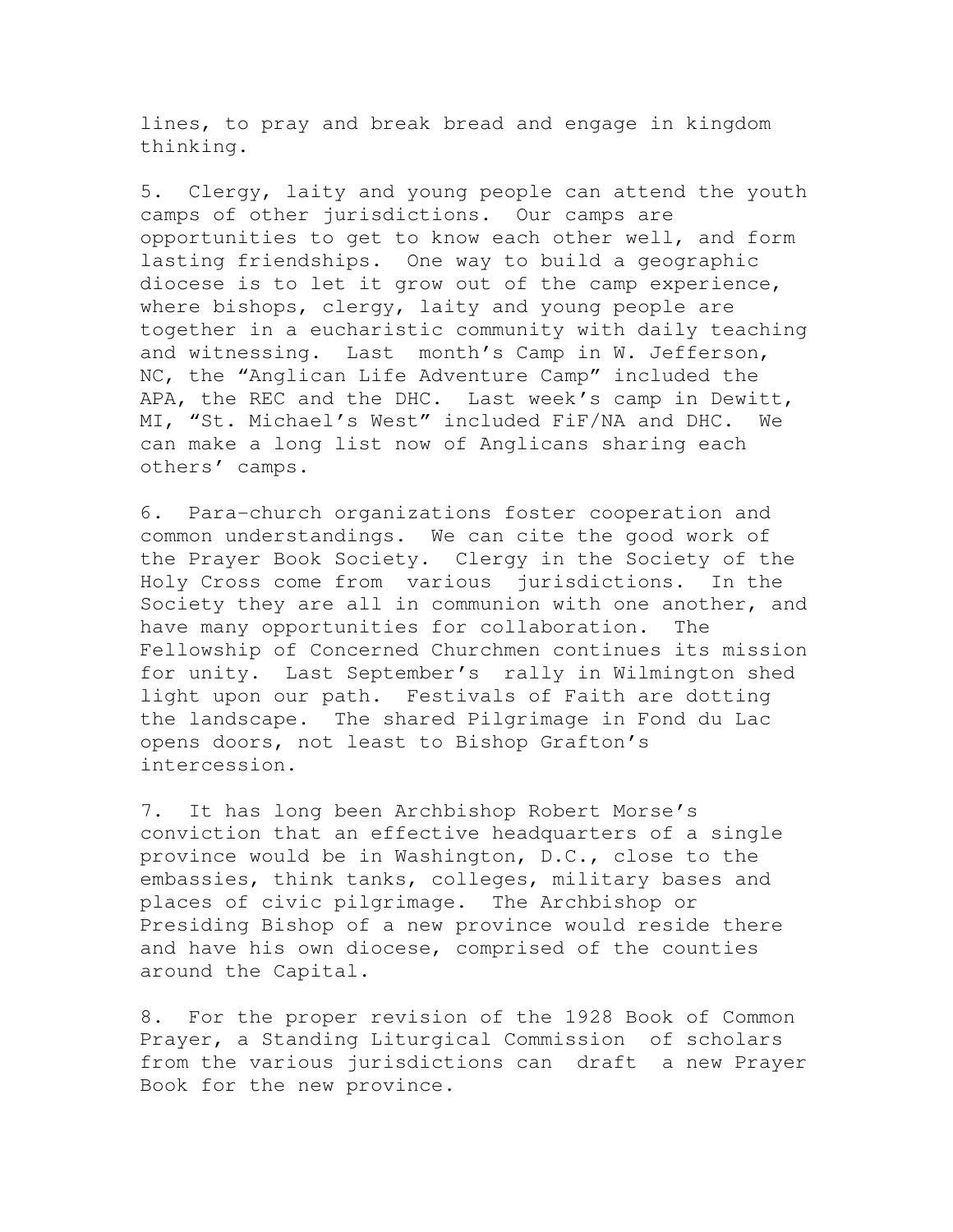lines, to pray and break bread and engage in kingdom thinking.

5. Clergy, laity and young people can attend the youth camps of other jurisdictions. Our camps are opportunities to get to know each other well, and form lasting friendships. One way to build a geographic diocese is to let it grow out of the camp experience, where bishops, clergy, laity and young people are together in a eucharistic community with daily teaching and witnessing. Last month's Camp in W. Jefferson, NC, the "Anglican Life Adventure Camp" included the APA, the REC and the DHC. Last week's camp in Dewitt, MI, "St. Michael's West" included FiF/NA and DHC. We can make a long list now of Anglicans sharing each others' camps.

6. Para-church organizations foster cooperation and common understandings. We can cite the good work of the Prayer Book Society. Clergy in the Society of the Holy Cross come from various jurisdictions. In the Society they are all in communion with one another, and have many opportunities for collaboration. The Fellowship of Concerned Churchmen continues its mission for unity. Last September's rally in Wilmington shed light upon our path. Festivals of Faith are dotting the landscape. The shared Pilgrimage in Fond du Lac opens doors, not least to Bishop Grafton's intercession.

7. It has long been Archbishop Robert Morse's conviction that an effective headquarters of a single province would be in Washington, D.C., close to the embassies, think tanks, colleges, military bases and places of civic pilgrimage. The Archbishop or Presiding Bishop of a new province would reside there and have his own diocese, comprised of the counties around the Capital.

8. For the proper revision of the 1928 Book of Common Prayer, a Standing Liturgical Commission of scholars from the various jurisdictions can draft a new Prayer Book for the new province.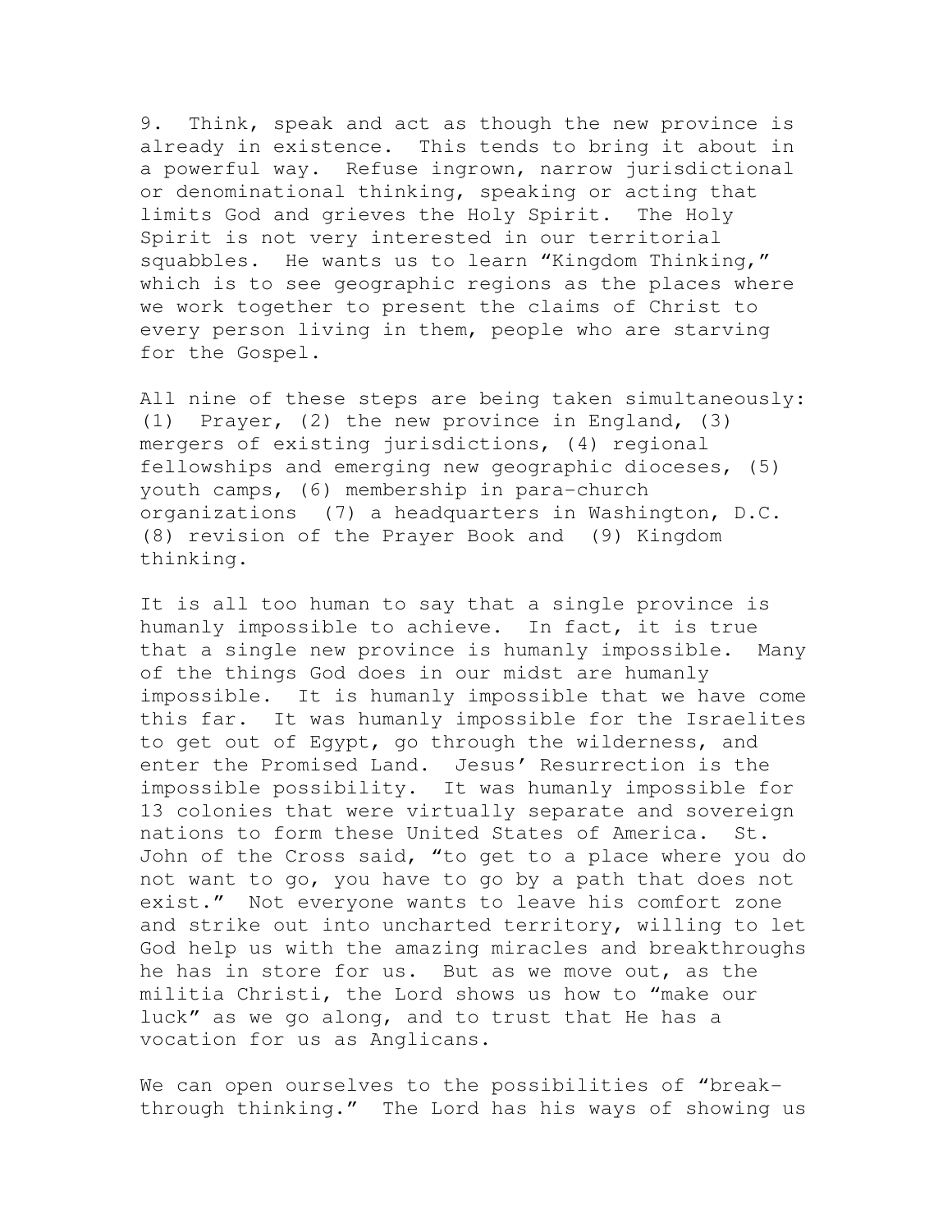9. Think, speak and act as though the new province is already in existence. This tends to bring it about in a powerful way. Refuse ingrown, narrow jurisdictional or denominational thinking, speaking or acting that limits God and grieves the Holy Spirit. The Holy Spirit is not very interested in our territorial squabbles. He wants us to learn "Kingdom Thinking," which is to see geographic regions as the places where we work together to present the claims of Christ to every person living in them, people who are starving for the Gospel.

All nine of these steps are being taken simultaneously: (1) Prayer, (2) the new province in England, (3) mergers of existing jurisdictions, (4) regional fellowships and emerging new geographic dioceses, (5) youth camps, (6) membership in para-church organizations (7) a headquarters in Washington, D.C. (8) revision of the Prayer Book and (9) Kingdom thinking.

It is all too human to say that a single province is humanly impossible to achieve. In fact, it is true that a single new province is humanly impossible. Many of the things God does in our midst are humanly impossible. It is humanly impossible that we have come this far. It was humanly impossible for the Israelites to get out of Egypt, go through the wilderness, and enter the Promised Land. Jesus' Resurrection is the impossible possibility. It was humanly impossible for 13 colonies that were virtually separate and sovereign nations to form these United States of America. St. John of the Cross said, "to get to a place where you do not want to go, you have to go by a path that does not exist." Not everyone wants to leave his comfort zone and strike out into uncharted territory, willing to let God help us with the amazing miracles and breakthroughs he has in store for us. But as we move out, as the militia Christi, the Lord shows us how to "make our luck" as we go along, and to trust that He has a vocation for us as Anglicans.

We can open ourselves to the possibilities of "break-through thinking." The Lord has his ways of showing us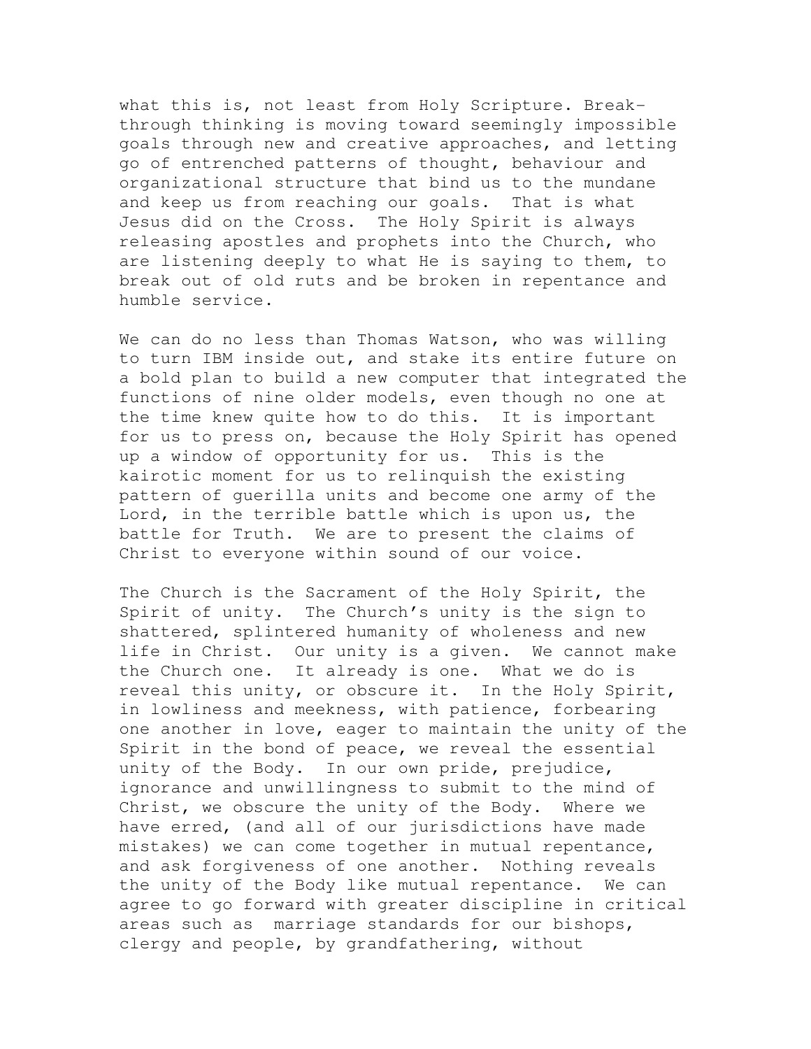what this is, not least from Holy Scripture. Breakthrough thinking is moving toward seemingly impossible goals through new and creative approaches, and letting go of entrenched patterns of thought, behaviour and organizational structure that bind us to the mundane and keep us from reaching our goals. That is what Jesus did on the Cross. The Holy Spirit is always releasing apostles and prophets into the Church, who are listening deeply to what He is saying to them, to break out of old ruts and be broken in repentance and humble service.

We can do no less than Thomas Watson, who was willing to turn IBM inside out, and stake its entire future on a bold plan to build a new computer that integrated the functions of nine older models, even though no one at the time knew quite how to do this. It is important for us to press on, because the Holy Spirit has opened up a window of opportunity for us. This is the kairotic moment for us to relinquish the existing pattern of guerilla units and become one army of the Lord, in the terrible battle which is upon us, the battle for Truth. We are to present the claims of Christ to everyone within sound of our voice.

The Church is the Sacrament of the Holy Spirit, the Spirit of unity. The Church's unity is the sign to shattered, splintered humanity of wholeness and new life in Christ. Our unity is a given. We cannot make the Church one. It already is one. What we do is reveal this unity, or obscure it. In the Holy Spirit, in lowliness and meekness, with patience, forbearing one another in love, eager to maintain the unity of the Spirit in the bond of peace, we reveal the essential unity of the Body. In our own pride, prejudice, ignorance and unwillingness to submit to the mind of Christ, we obscure the unity of the Body. Where we have erred, (and all of our jurisdictions have made mistakes) we can come together in mutual repentance, and ask forgiveness of one another. Nothing reveals the unity of the Body like mutual repentance. We can agree to go forward with greater discipline in critical areas such as marriage standards for our bishops, clergy and people, by grandfathering, without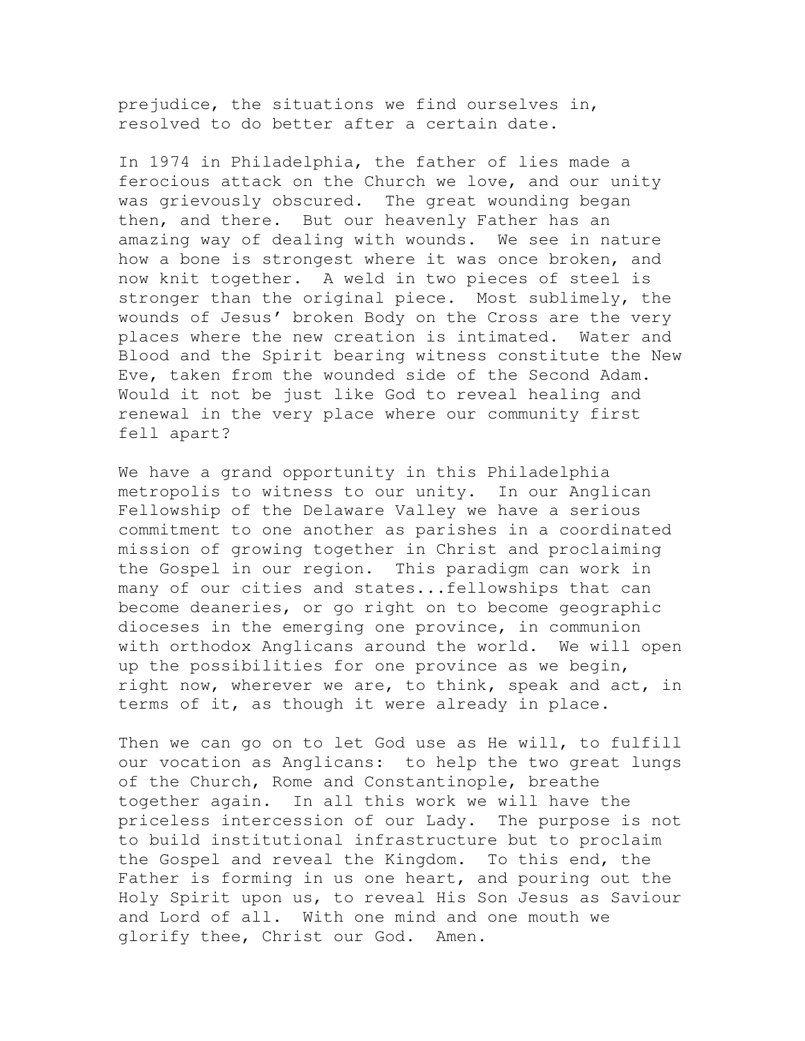prejudice, the situations we find ourselves in, resolved to do better after a certain date.

In 1974 in Philadelphia, the father of lies made a ferocious attack on the Church we love, and our unity was grievously obscured. The great wounding began then, and there. But our heavenly Father has an amazing way of dealing with wounds. We see in nature how a bone is strongest where it was once broken, and now knit together. A weld in two pieces of steel is stronger than the original piece. Most sublimely, the wounds of Jesus' broken Body on the Cross are the very places where the new creation is intimated. Water and Blood and the Spirit bearing witness constitute the New Eve, taken from the wounded side of the Second Adam. Would it not be just like God to reveal healing and renewal in the very place where our community first fell apart?

We have a grand opportunity in this Philadelphia metropolis to witness to our unity. In our Anglican Fellowship of the Delaware Valley we have a serious commitment to one another as parishes in a coordinated mission of growing together in Christ and proclaiming the Gospel in our region. This paradigm can work in many of our cities and states...fellowships that can become deaneries, or go right on to become geographic dioceses in the emerging one province, in communion with orthodox Anglicans around the world. We will open up the possibilities for one province as we begin, right now, wherever we are, to think, speak and act, in terms of it, as though it were already in place.

Then we can go on to let God use as He will, to fulfill our vocation as Anglicans: to help the two great lungs of the Church, Rome and Constantinople, breathe together again. In all this work we will have the priceless intercession of our Lady. The purpose is not to build institutional infrastructure but to proclaim the Gospel and reveal the Kingdom. To this end, the Father is forming in us one heart, and pouring out the Holy Spirit upon us, to reveal His Son Jesus as Saviour and Lord of all. With one mind and one mouth we glorify thee, Christ our God. Amen.